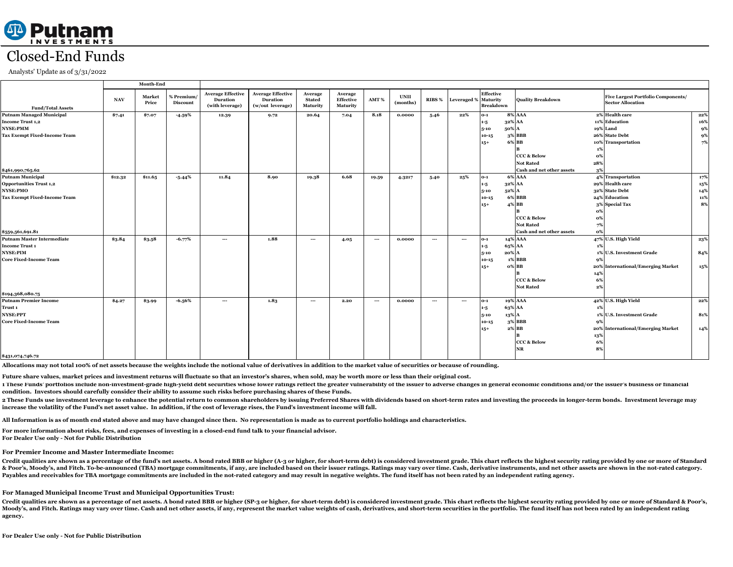# Putnam INVESTMENTS

# Closed-End Funds

Analysts' Update as of 3/31/2022

| Fund/Total Assets | NAV | Month-End Market Price | % Premium/ Discount | Average Effective Duration (with leverage) | Average Effective Duration (w/out leverage) | Average Stated Maturity | Average Effective Maturity | AMT % | UNII (months) | RIBS % | Leveraged % | Effective Maturity Breakdown | | Quality Breakdown | | Five Largest Portfolio Components/ Sector Allocation | |
|---|---|---|---|---|---|---|---|---|---|---|---|---|---|---|---|---|---|
| Putnam Managed Municipal Income Trust 1,2 NYSE:PMM Tax Exempt Fixed-Income Team $461,990,765.62 | $7.41 | $7.07 | -4.59% | 12.39 | 9.72 | 20.64 | 7.04 | 8.18 | 0.0000 | 5.46 | 22% | 0-1 | 8% | AAA | 2% | Health care | 22% |
| | | | | | | | | | | | | 1-5 | 32% | AA | 11% | Education | 16% |
| | | | | | | | | | | | | 5-10 | 50% | A | 19% | Land | 9% |
| | | | | | | | | | | | | 10-15 | 3% | BBB | 26% | State Debt | 9% |
| | | | | | | | | | | | | 15+ | 6% | BB | 10% | Transportation | 7% |
| | | | | | | | | | | | | | | B | 1% | | |
| | | | | | | | | | | | | | | CCC & Below | 0% | | |
| | | | | | | | | | | | | | | Not Rated | 28% | | |
| | | | | | | | | | | | | | | Cash and net other assets | 3% | | |
| Putnam Municipal Opportunities Trust 1,2 NYSE:PMO Tax Exempt Fixed-Income Team $559,561,691.81 | $12.32 | $11.65 | -5.44% | 11.84 | 8.90 | 19.38 | 6.68 | 19.59 | 4.3217 | 5.40 | 25% | 0-1 | 6% | AAA | 4% | Transportation | 17% |
| | | | | | | | | | | | | 1-5 | 32% | AA | 29% | Health care | 15% |
| | | | | | | | | | | | | 5-10 | 52% | A | 32% | State Debt | 14% |
| | | | | | | | | | | | | 10-15 | 6% | BBB | 24% | Education | 11% |
| | | | | | | | | | | | | 15+ | 4% | BB | 3% | Special Tax | 8% |
| | | | | | | | | | | | | | | B | 0% | | |
| | | | | | | | | | | | | | | CCC & Below | 0% | | |
| | | | | | | | | | | | | | | Not Rated | 7% | | |
| | | | | | | | | | | | | | | Cash and net other assets | 0% | | |
| Putnam Master Intermediate Income Trust 1 NYSE:PIM Core Fixed-Income Team $194,368,080.75 | $3.84 | $3.58 | -6.77% | --- | 1.88 | --- | 4.05 | --- | 0.0000 | --- | --- | 0-1 | 14% | AAA | 47% | U.S. High Yield | 23% |
| | | | | | | | | | | | | 1-5 | 65% | AA | 1% | | |
| | | | | | | | | | | | | 5-10 | 20% | A | 1% | U.S. Investment Grade | 84% |
| | | | | | | | | | | | | 10-15 | 1% | BBB | 9% | | |
| | | | | | | | | | | | | 15+ | 0% | BB | 20% | International/Emerging Market | 15% |
| | | | | | | | | | | | | | | B | 14% | | |
| | | | | | | | | | | | | | | CCC & Below | 6% | | |
| | | | | | | | | | | | | | | Not Rated | 2% | | |
| Putnam Premier Income Trust 1 NYSE:PPT Core Fixed-Income Team $431,074,746.72 | $4.27 | $3.99 | -6.56% | --- | 1.83 | --- | 2.20 | --- | 0.0000 | --- | --- | 0-1 | 19% | AAA | 42% | U.S. High Yield | 22% |
| | | | | | | | | | | | | 1-5 | 63% | AA | 1% | | |
| | | | | | | | | | | | | 5-10 | 13% | A | 1% | U.S. Investment Grade | 81% |
| | | | | | | | | | | | | 10-15 | 3% | BBB | 9% | | |
| | | | | | | | | | | | | 15+ | 2% | BB | 20% | International/Emerging Market | 14% |
| | | | | | | | | | | | | | | B | 13% | | |
| | | | | | | | | | | | | | | CCC & Below | 6% | | |
| | | | | | | | | | | | | | | NR | 8% | | |

**Allocations may not total 100% of net assets because the weights include the notional value of derivatives in addition to the market value of securities or because of rounding.**

**Future share values, market prices and investment returns will fluctuate so that an investor's shares, when sold, may be worth more or less than their original cost.**

**1 These Funds' portfolios include non-investment-grade high-yield debt securities whose lower ratings reflect the greater vulnerability of the issuer to adverse changes in general economic conditions and/or the issuer's business or financial condition. Investors should carefully consider their ability to assume such risks before purchasing shares of these Funds.**

**2 These Funds use investment leverage to enhance the potential return to common shareholders by issuing Preferred Shares with dividends based on short-term rates and investing the proceeds in longer-term bonds. Investment leverage may increase the volatility of the Fund's net asset value. In addition, if the cost of leverage rises, the Fund's investment income will fall.**

**All Information is as of month end stated above and may have changed since then. No representation is made as to current portfolio holdings and characteristics.**

**For more information about risks, fees, and expenses of investing in a closed-end fund talk to your financial advisor.**
**For Dealer Use only - Not for Public Distribution**

### For Premier Income and Master Intermediate Income:

**Credit qualities are shown as a percentage of the fund's net assets. A bond rated BBB or higher (A-3 or higher, for short-term debt) is considered investment grade. This chart reflects the highest security rating provided by one or more of Standard & Poor's, Moody's, and Fitch. To-be-announced (TBA) mortgage commitments, if any, are included based on their issuer ratings. Ratings may vary over time. Cash, derivative instruments, and net other assets are shown in the not-rated category. Payables and receivables for TBA mortgage commitments are included in the not-rated category and may result in negative weights. The fund itself has not been rated by an independent rating agency.**

### For Managed Municipal Income Trust and Municipal Opportunities Trust:

**Credit qualities are shown as a percentage of net assets. A bond rated BBB or higher (SP-3 or higher, for short-term debt) is considered investment grade. This chart reflects the highest security rating provided by one or more of Standard & Poor's, Moody's, and Fitch. Ratings may vary over time. Cash and net other assets, if any, represent the market value weights of cash, derivatives, and short-term securities in the portfolio. The fund itself has not been rated by an independent rating agency.**

**For Dealer Use only - Not for Public Distribution**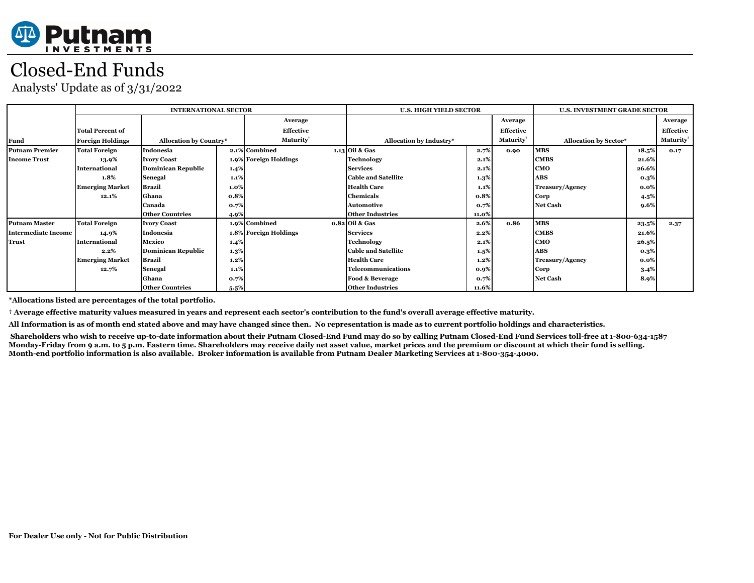# Putnam INVESTMENTS

# Closed-End Funds

Analysts' Update as of 3/31/2022

| | INTERNATIONAL SECTOR | | | | | U.S. HIGH YIELD SECTOR | | | U.S. INVESTMENT GRADE SECTOR | | |
|---|---|---|---|---|---|---|---|---|---|---|---|
| Fund | Total Percent of Foreign Holdings | Allocation by Country* | | Average Effective Maturity† | | Allocation by Industry* | | Average Effective Maturity† | Allocation by Sector* | | Average Effective Maturity† |
| Putnam Premier Income Trust | Total Foreign | Indonesia | 2.1% | Combined | 1.13 | Oil & Gas | 2.7% | 0.90 | MBS | 18.5% | 0.17 |
| | 13.9% | Ivory Coast | 1.9% | Foreign Holdings | | Technology | 2.1% | | CMBS | 21.6% | |
| | International | Dominican Republic | 1.4% | | | Services | 2.1% | | CMO | 26.6% | |
| | 1.8% | Senegal | 1.1% | | | Cable and Satellite | 1.3% | | ABS | 0.3% | |
| | Emerging Market | Brazil | 1.0% | | | Health Care | 1.1% | | Treasury/Agency | 0.0% | |
| | 12.1% | Ghana | 0.8% | | | Chemicals | 0.8% | | Corp | 4.5% | |
| | | Canada | 0.7% | | | Automotive | 0.7% | | Net Cash | 9.6% | |
| | | Other Countries | 4.9% | | | Other Industries | 11.0% | | | | |
| Putnam Master Intermediate Income Trust | Total Foreign | Ivory Coast | 1.9% | Combined | 0.82 | Oil & Gas | 2.6% | 0.86 | MBS | 23.5% | 2.37 |
| | 14.9% | Indonesia | 1.8% | Foreign Holdings | | Services | 2.2% | | CMBS | 21.6% | |
| | International | Mexico | 1.4% | | | Technology | 2.1% | | CMO | 26.5% | |
| | 2.2% | Dominican Republic | 1.3% | | | Cable and Satellite | 1.5% | | ABS | 0.3% | |
| | Emerging Market | Brazil | 1.2% | | | Health Care | 1.2% | | Treasury/Agency | 0.0% | |
| | 12.7% | Senegal | 1.1% | | | Telecommunications | 0.9% | | Corp | 3.4% | |
| | | Ghana | 0.7% | | | Food & Beverage | 0.7% | | Net Cash | 8.9% | |
| | | Other Countries | 5.5% | | | Other Industries | 11.6% | | | | |

**\*Allocations listed are percentages of the total portfolio.**

**† Average effective maturity values measured in years and represent each sector's contribution to the fund's overall average effective maturity.**

**All Information is as of month end stated above and may have changed since then. No representation is made as to current portfolio holdings and characteristics.**

**Shareholders who wish to receive up-to-date information about their Putnam Closed-End Fund may do so by calling Putnam Closed-End Fund Services toll-free at 1-800-634-1587 Monday-Friday from 9 a.m. to 5 p.m. Eastern time. Shareholders may receive daily net asset value, market prices and the premium or discount at which their fund is selling. Month-end portfolio information is also available. Broker information is available from Putnam Dealer Marketing Services at 1-800-354-4000.**

**For Dealer Use only - Not for Public Distribution**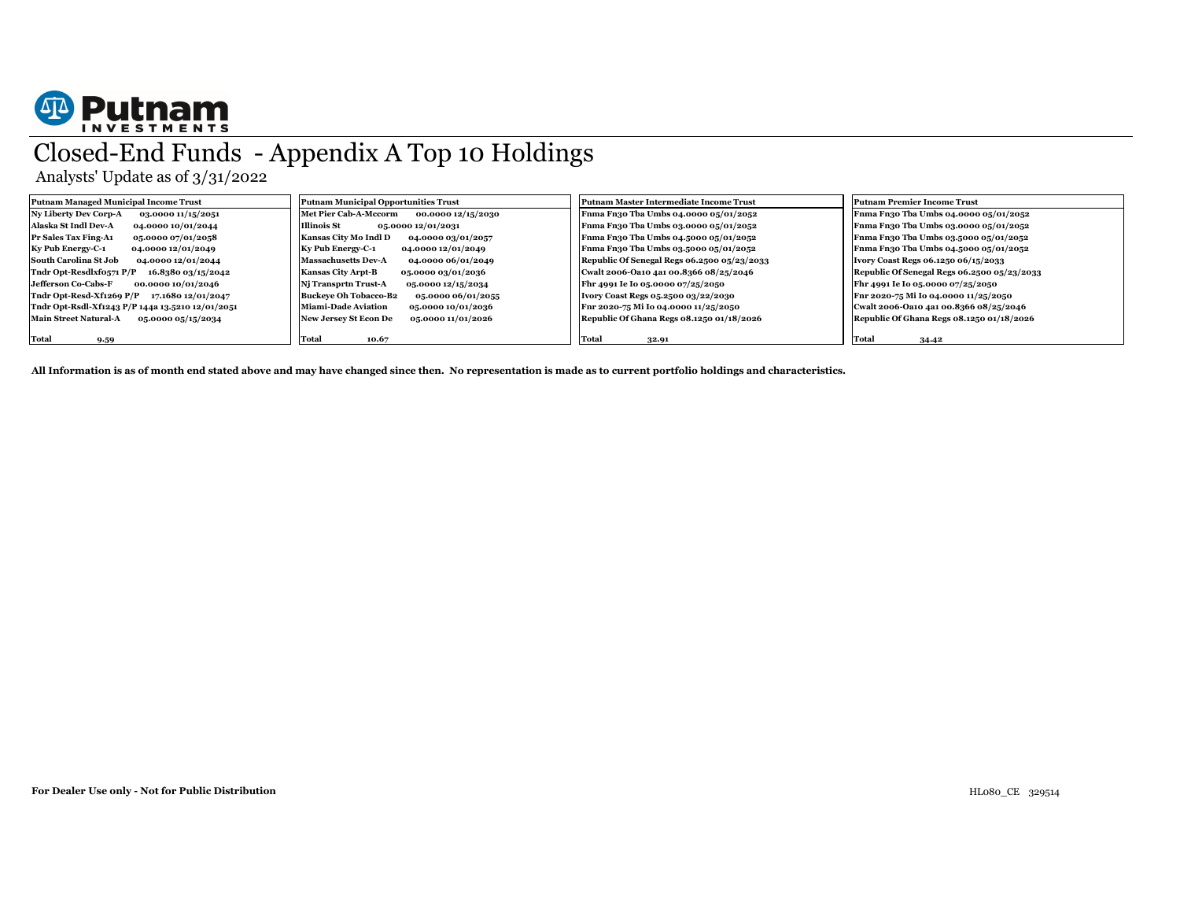# Closed-End Funds - Appendix A Top 10 Holdings

Analysts' Update as of 3/31/2022

| Putnam Managed Municipal Income Trust |
|---|
| Ny Liberty Dev Corp-A 03.0000 11/15/2051 |
| Alaska St Indl Dev-A 04.0000 10/01/2044 |
| Pr Sales Tax Fing-A1 05.0000 07/01/2058 |
| Ky Pub Energy-C-1 04.0000 12/01/2049 |
| South Carolina St Job 04.0000 12/01/2044 |
| Tndr Opt-Resdlxf0571 P/P 16.8380 03/15/2042 |
| Jefferson Co-Cabs-F 00.0000 10/01/2046 |
| Tndr Opt-Resd-Xf1269 P/P 17.1680 12/01/2047 |
| Tndr Opt-Rsdl-Xf1243 P/P 144a 13.5210 12/01/2051 |
| Main Street Natural-A 05.0000 05/15/2034 |
| Total 9.59 |

| Putnam Municipal Opportunities Trust |
|---|
| Met Pier Cab-A-Mccorm 00.0000 12/15/2030 |
| Illinois St 05.0000 12/01/2031 |
| Kansas City Mo Indl D 04.0000 03/01/2057 |
| Ky Pub Energy-C-1 04.0000 12/01/2049 |
| Massachusetts Dev-A 04.0000 06/01/2049 |
| Kansas City Arpt-B 05.0000 03/01/2036 |
| Nj Transprtn Trust-A 05.0000 12/15/2034 |
| Buckeye Oh Tobacco-B2 05.0000 06/01/2055 |
| Miami-Dade Aviation 05.0000 10/01/2036 |
| New Jersey St Econ De 05.0000 11/01/2026 |
| Total 10.67 |

| Putnam Master Intermediate Income Trust |
|---|
| Fnma Fn30 Tba Umbs 04.0000 05/01/2052 |
| Fnma Fn30 Tba Umbs 03.0000 05/01/2052 |
| Fnma Fn30 Tba Umbs 04.5000 05/01/2052 |
| Fnma Fn30 Tba Umbs 03.5000 05/01/2052 |
| Republic Of Senegal Regs 06.2500 05/23/2033 |
| Cwalt 2006-Oa10 4a1 00.8366 08/25/2046 |
| Fhr 4991 Ie Io 05.0000 07/25/2050 |
| Ivory Coast Regs 05.2500 03/22/2030 |
| Fnr 2020-75 Mi Io 04.0000 11/25/2050 |
| Republic Of Ghana Regs 08.1250 01/18/2026 |
| Total 32.91 |

| Putnam Premier Income Trust |
|---|
| Fnma Fn30 Tba Umbs 04.0000 05/01/2052 |
| Fnma Fn30 Tba Umbs 03.0000 05/01/2052 |
| Fnma Fn30 Tba Umbs 03.5000 05/01/2052 |
| Fnma Fn30 Tba Umbs 04.5000 05/01/2052 |
| Ivory Coast Regs 06.1250 06/15/2033 |
| Republic Of Senegal Regs 06.2500 05/23/2033 |
| Fhr 4991 Ie Io 05.0000 07/25/2050 |
| Fnr 2020-75 Mi Io 04.0000 11/25/2050 |
| Cwalt 2006-Oa10 4a1 00.8366 08/25/2046 |
| Republic Of Ghana Regs 08.1250 01/18/2026 |
| Total 34.42 |

**All Information is as of month end stated above and may have changed since then. No representation is made as to current portfolio holdings and characteristics.**

**For Dealer Use only - Not for Public Distribution**

HL080_CE 329514